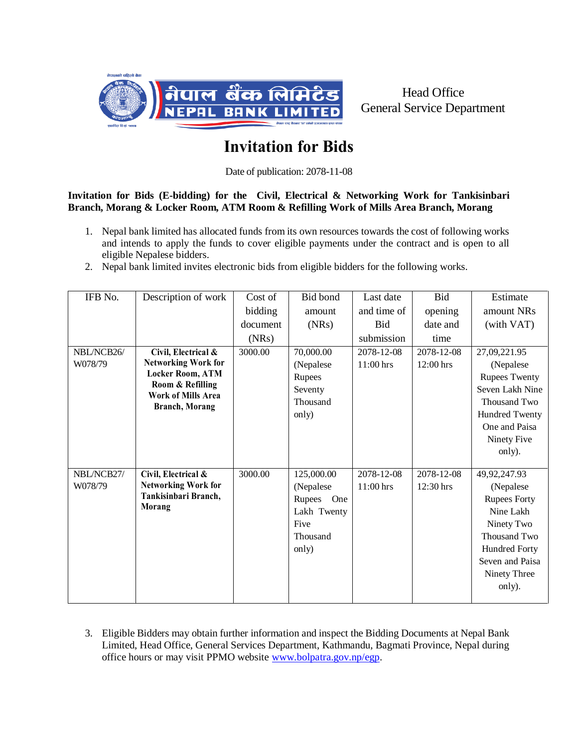Head Office
General Service Department

# Invitation for Bids

Date of publication: 2078-11-08

**Invitation for Bids (E-bidding) for the Civil, Electrical & Networking Work for Tankisinbari Branch, Morang & Locker Room, ATM Room & Refilling Work of Mills Area Branch, Morang**

1. Nepal bank limited has allocated funds from its own resources towards the cost of following works and intends to apply the funds to cover eligible payments under the contract and is open to all eligible Nepalese bidders.
2. Nepal bank limited invites electronic bids from eligible bidders for the following works.

| IFB No. | Description of work | Cost of bidding document (NRs) | Bid bond amount (NRs) | Last date and time of Bid submission | Bid opening date and time | Estimate amount NRs (with VAT) |
|---|---|---|---|---|---|---|
| NBL/NCB26/ W078/79 | **Civil, Electrical & Networking Work for Locker Room, ATM Room & Refilling Work of Mills Area Branch, Morang** | 3000.00 | 70,000.00 (Nepalese Rupees Seventy Thousand only) | 2078-12-08 11:00 hrs | 2078-12-08 12:00 hrs | 27,09,221.95 (Nepalese Rupees Twenty Seven Lakh Nine Thousand Two Hundred Twenty One and Paisa Ninety Five only). |
| NBL/NCB27/ W078/79 | **Civil, Electrical & Networking Work for Tankisinbari Branch, Morang** | 3000.00 | 125,000.00 (Nepalese Rupees One Lakh Twenty Five Thousand only) | 2078-12-08 11:00 hrs | 2078-12-08 12:30 hrs | 49,92,247.93 (Nepalese Rupees Forty Nine Lakh Ninety Two Thousand Two Hundred Forty Seven and Paisa Ninety Three only). |

3. Eligible Bidders may obtain further information and inspect the Bidding Documents at Nepal Bank Limited, Head Office, General Services Department, Kathmandu, Bagmati Province, Nepal during office hours or may visit PPMO website www.bolpatra.gov.np/egp.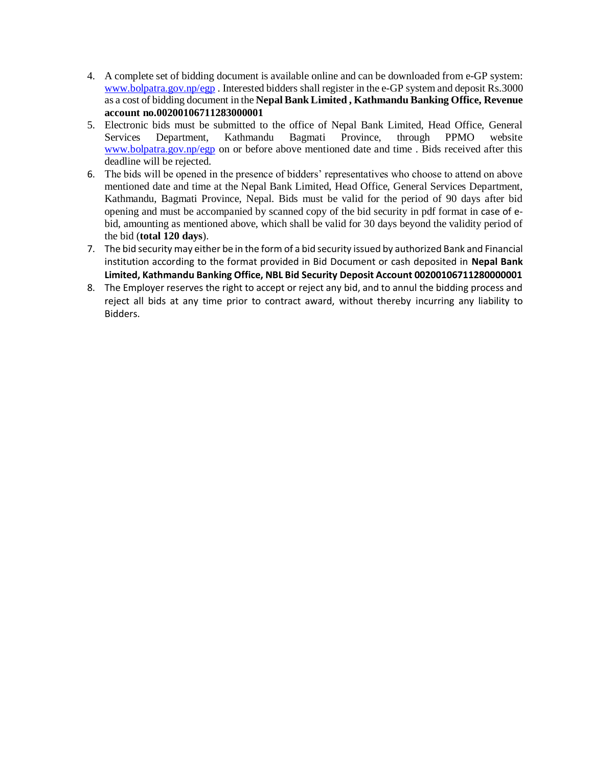4. A complete set of bidding document is available online and can be downloaded from e-GP system: www.bolpatra.gov.np/egp . Interested bidders shall register in the e-GP system and deposit Rs.3000 as a cost of bidding document in the **Nepal Bank Limited , Kathmandu Banking Office, Revenue account no.00200106711283000001**
5. Electronic bids must be submitted to the office of Nepal Bank Limited, Head Office, General Services Department, Kathmandu Bagmati Province, through PPMO website www.bolpatra.gov.np/egp on or before above mentioned date and time . Bids received after this deadline will be rejected.
6. The bids will be opened in the presence of bidders' representatives who choose to attend on above mentioned date and time at the Nepal Bank Limited, Head Office, General Services Department, Kathmandu, Bagmati Province, Nepal. Bids must be valid for the period of 90 days after bid opening and must be accompanied by scanned copy of the bid security in pdf format in case of e-bid, amounting as mentioned above, which shall be valid for 30 days beyond the validity period of the bid (**total 120 days**).
7. The bid security may either be in the form of a bid security issued by authorized Bank and Financial institution according to the format provided in Bid Document or cash deposited in **Nepal Bank Limited, Kathmandu Banking Office, NBL Bid Security Deposit Account 00200106711280000001**
8. The Employer reserves the right to accept or reject any bid, and to annul the bidding process and reject all bids at any time prior to contract award, without thereby incurring any liability to Bidders.